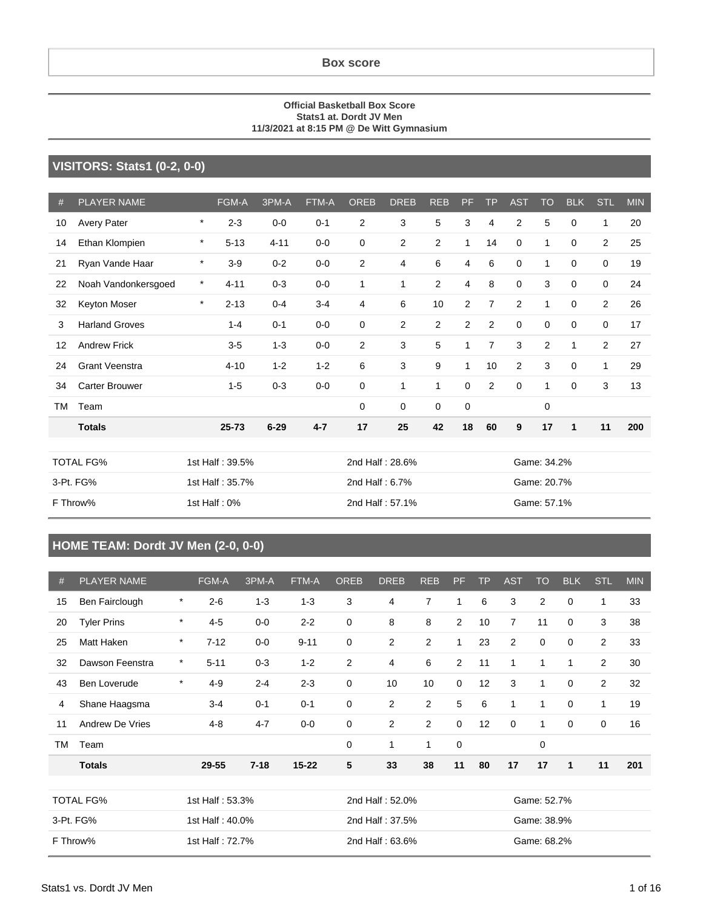# Box score

**Official Basketball Box Score**
**Stats1 at. Dordt JV Men**
**11/3/2021 at 8:15 PM @ De Witt Gymnasium**

## VISITORS: Stats1 (0-2, 0-0)

| # | PLAYER NAME | | FGM-A | 3PM-A | FTM-A | OREB | DREB | REB | PF | TP | AST | TO | BLK | STL | MIN |
|---|---|---|---|---|---|---|---|---|---|---|---|---|---|---|---|
| 10 | Avery Pater | * | 2-3 | 0-0 | 0-1 | 2 | 3 | 5 | 3 | 4 | 2 | 5 | 0 | 1 | 20 |
| 14 | Ethan Klompien | * | 5-13 | 4-11 | 0-0 | 0 | 2 | 2 | 1 | 14 | 0 | 1 | 0 | 2 | 25 |
| 21 | Ryan Vande Haar | * | 3-9 | 0-2 | 0-0 | 2 | 4 | 6 | 4 | 6 | 0 | 1 | 0 | 0 | 19 |
| 22 | Noah Vandonkersgoed | * | 4-11 | 0-3 | 0-0 | 1 | 1 | 2 | 4 | 8 | 0 | 3 | 0 | 0 | 24 |
| 32 | Keyton Moser | * | 2-13 | 0-4 | 3-4 | 4 | 6 | 10 | 2 | 7 | 2 | 1 | 0 | 2 | 26 |
| 3 | Harland Groves | | 1-4 | 0-1 | 0-0 | 0 | 2 | 2 | 2 | 2 | 0 | 0 | 0 | 0 | 17 |
| 12 | Andrew Frick | | 3-5 | 1-3 | 0-0 | 2 | 3 | 5 | 1 | 7 | 3 | 2 | 1 | 2 | 27 |
| 24 | Grant Veenstra | | 4-10 | 1-2 | 1-2 | 6 | 3 | 9 | 1 | 10 | 2 | 3 | 0 | 1 | 29 |
| 34 | Carter Brouwer | | 1-5 | 0-3 | 0-0 | 0 | 1 | 1 | 0 | 2 | 0 | 1 | 0 | 3 | 13 |
| TM | Team | | | | | 0 | 0 | 0 | 0 | | | 0 | | | |
| | **Totals** | | **25-73** | **6-29** | **4-7** | **17** | **25** | **42** | **18** | **60** | **9** | **17** | **1** | **11** | **200** |

| | | | |
|---|---|---|---|
| TOTAL FG% | 1st Half : 39.5% | 2nd Half : 28.6% | Game: 34.2% |
| 3-Pt. FG% | 1st Half : 35.7% | 2nd Half : 6.7% | Game: 20.7% |
| F Throw% | 1st Half : 0% | 2nd Half : 57.1% | Game: 57.1% |

## HOME TEAM: Dordt JV Men (2-0, 0-0)

| # | PLAYER NAME | | FGM-A | 3PM-A | FTM-A | OREB | DREB | REB | PF | TP | AST | TO | BLK | STL | MIN |
|---|---|---|---|---|---|---|---|---|---|---|---|---|---|---|---|
| 15 | Ben Fairclough | * | 2-6 | 1-3 | 1-3 | 3 | 4 | 7 | 1 | 6 | 3 | 2 | 0 | 1 | 33 |
| 20 | Tyler Prins | * | 4-5 | 0-0 | 2-2 | 0 | 8 | 8 | 2 | 10 | 7 | 11 | 0 | 3 | 38 |
| 25 | Matt Haken | * | 7-12 | 0-0 | 9-11 | 0 | 2 | 2 | 1 | 23 | 2 | 0 | 0 | 2 | 33 |
| 32 | Dawson Feenstra | * | 5-11 | 0-3 | 1-2 | 2 | 4 | 6 | 2 | 11 | 1 | 1 | 1 | 2 | 30 |
| 43 | Ben Loverude | * | 4-9 | 2-4 | 2-3 | 0 | 10 | 10 | 0 | 12 | 3 | 1 | 0 | 2 | 32 |
| 4 | Shane Haagsma | | 3-4 | 0-1 | 0-1 | 0 | 2 | 2 | 5 | 6 | 1 | 1 | 0 | 1 | 19 |
| 11 | Andrew De Vries | | 4-8 | 4-7 | 0-0 | 0 | 2 | 2 | 0 | 12 | 0 | 1 | 0 | 0 | 16 |
| TM | Team | | | | | 0 | 1 | 1 | 0 | | | 0 | | | |
| | **Totals** | | **29-55** | **7-18** | **15-22** | **5** | **33** | **38** | **11** | **80** | **17** | **17** | **1** | **11** | **201** |

| | | | |
|---|---|---|---|
| TOTAL FG% | 1st Half : 53.3% | 2nd Half : 52.0% | Game: 52.7% |
| 3-Pt. FG% | 1st Half : 40.0% | 2nd Half : 37.5% | Game: 38.9% |
| F Throw% | 1st Half : 72.7% | 2nd Half : 63.6% | Game: 68.2% |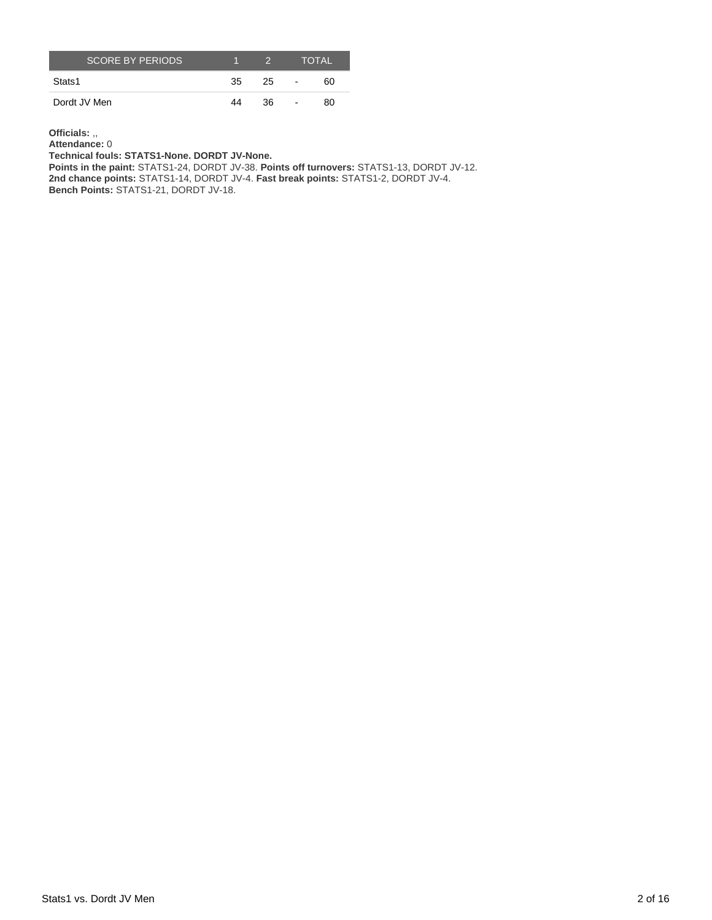| SCORE BY PERIODS | 1 | 2 | | TOTAL |
| --- | --- | --- | --- | --- |
| Stats1 | 35 | 25 | - | 60 |
| Dordt JV Men | 44 | 36 | - | 80 |

**Officials:** ,,
**Attendance:** 0
**Technical fouls: STATS1-None. DORDT JV-None.**
**Points in the paint:** STATS1-24, DORDT JV-38. **Points off turnovers:** STATS1-13, DORDT JV-12.
**2nd chance points:** STATS1-14, DORDT JV-4. **Fast break points:** STATS1-2, DORDT JV-4.
**Bench Points:** STATS1-21, DORDT JV-18.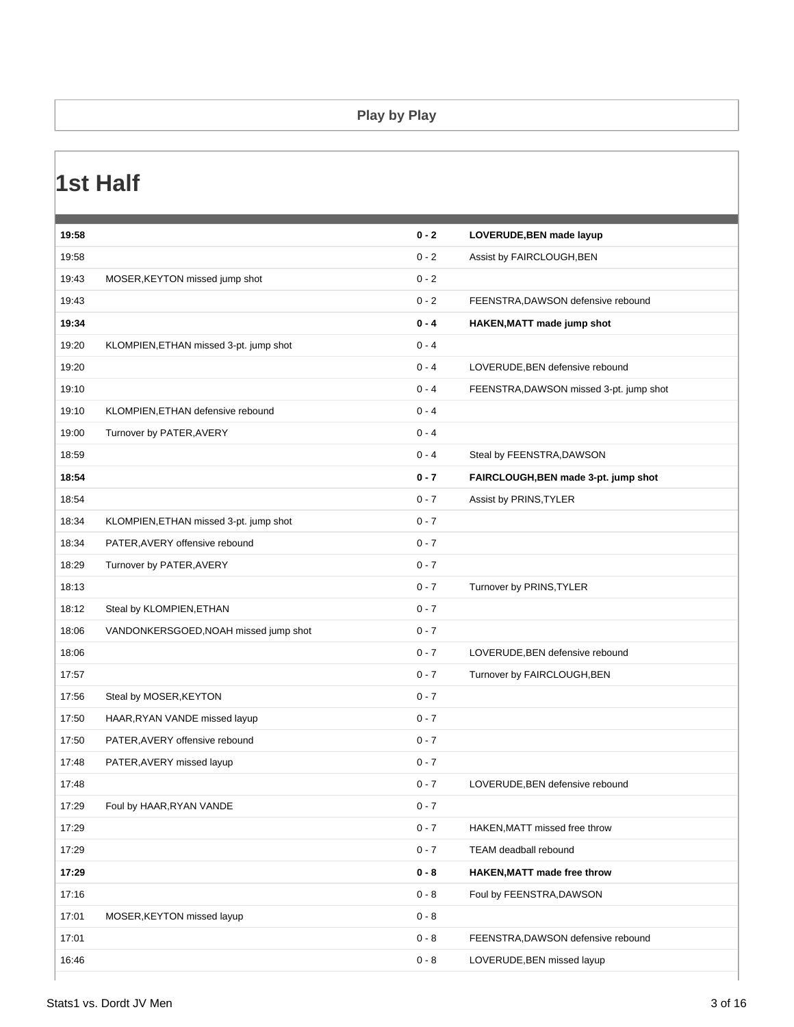## Play by Play

# 1st Half

| Time | Stats1 | Score | Dordt JV Men |
|---|---|---|---|
| **19:58** | | **0 - 2** | **LOVERUDE,BEN made layup** |
| 19:58 | | 0 - 2 | Assist by FAIRCLOUGH,BEN |
| 19:43 | MOSER,KEYTON missed jump shot | 0 - 2 | |
| 19:43 | | 0 - 2 | FEENSTRA,DAWSON defensive rebound |
| **19:34** | | **0 - 4** | **HAKEN,MATT made jump shot** |
| 19:20 | KLOMPIEN,ETHAN missed 3-pt. jump shot | 0 - 4 | |
| 19:20 | | 0 - 4 | LOVERUDE,BEN defensive rebound |
| 19:10 | | 0 - 4 | FEENSTRA,DAWSON missed 3-pt. jump shot |
| 19:10 | KLOMPIEN,ETHAN defensive rebound | 0 - 4 | |
| 19:00 | Turnover by PATER,AVERY | 0 - 4 | |
| 18:59 | | 0 - 4 | Steal by FEENSTRA,DAWSON |
| **18:54** | | **0 - 7** | **FAIRCLOUGH,BEN made 3-pt. jump shot** |
| 18:54 | | 0 - 7 | Assist by PRINS,TYLER |
| 18:34 | KLOMPIEN,ETHAN missed 3-pt. jump shot | 0 - 7 | |
| 18:34 | PATER,AVERY offensive rebound | 0 - 7 | |
| 18:29 | Turnover by PATER,AVERY | 0 - 7 | |
| 18:13 | | 0 - 7 | Turnover by PRINS,TYLER |
| 18:12 | Steal by KLOMPIEN,ETHAN | 0 - 7 | |
| 18:06 | VANDONKERSGOED,NOAH missed jump shot | 0 - 7 | |
| 18:06 | | 0 - 7 | LOVERUDE,BEN defensive rebound |
| 17:57 | | 0 - 7 | Turnover by FAIRCLOUGH,BEN |
| 17:56 | Steal by MOSER,KEYTON | 0 - 7 | |
| 17:50 | HAAR,RYAN VANDE missed layup | 0 - 7 | |
| 17:50 | PATER,AVERY offensive rebound | 0 - 7 | |
| 17:48 | PATER,AVERY missed layup | 0 - 7 | |
| 17:48 | | 0 - 7 | LOVERUDE,BEN defensive rebound |
| 17:29 | Foul by HAAR,RYAN VANDE | 0 - 7 | |
| 17:29 | | 0 - 7 | HAKEN,MATT missed free throw |
| 17:29 | | 0 - 7 | TEAM deadball rebound |
| **17:29** | | **0 - 8** | **HAKEN,MATT made free throw** |
| 17:16 | | 0 - 8 | Foul by FEENSTRA,DAWSON |
| 17:01 | MOSER,KEYTON missed layup | 0 - 8 | |
| 17:01 | | 0 - 8 | FEENSTRA,DAWSON defensive rebound |
| 16:46 | | 0 - 8 | LOVERUDE,BEN missed layup |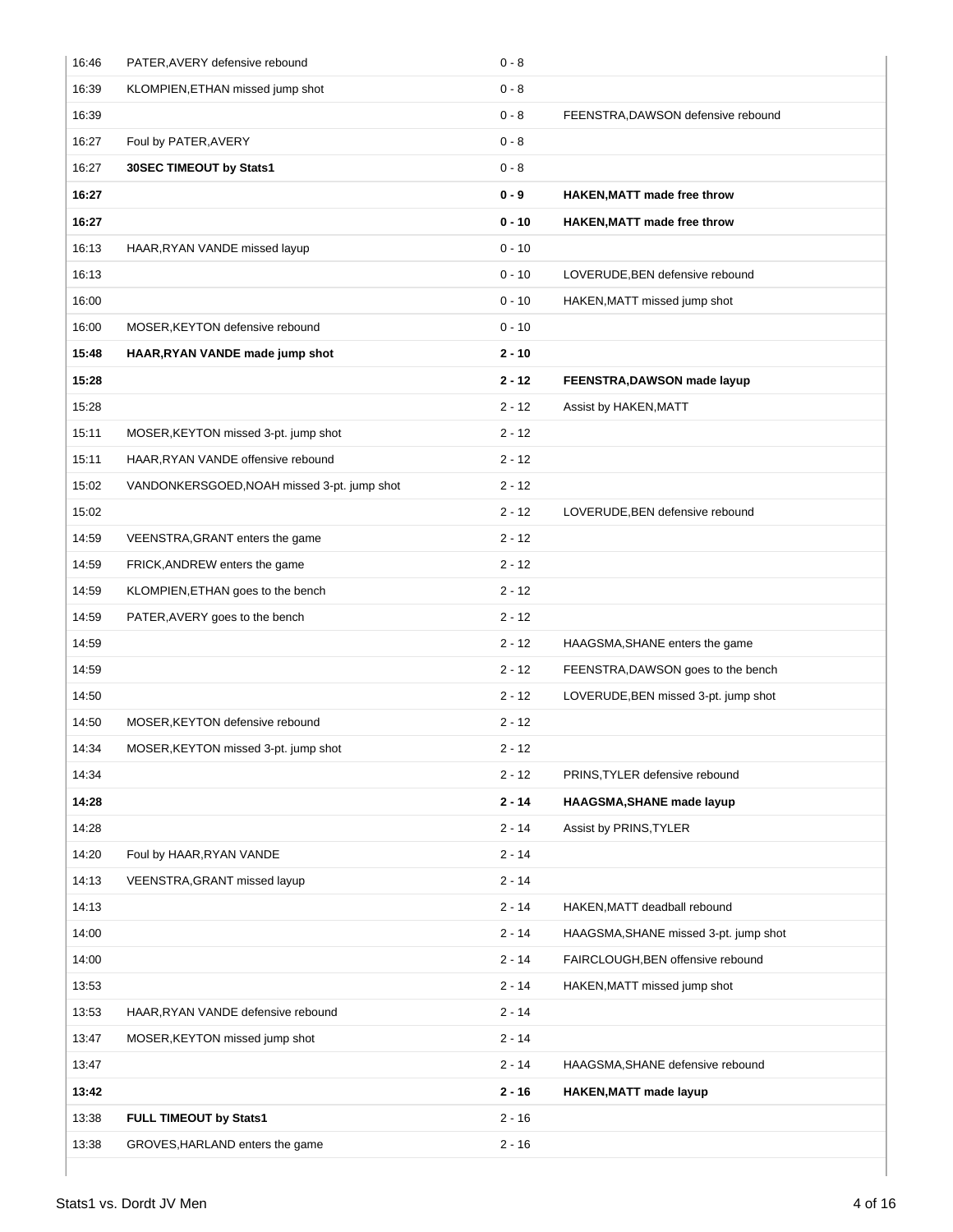| | | | |
|---|---|---|---|
| 16:46 | PATER,AVERY defensive rebound | 0 - 8 | |
| 16:39 | KLOMPIEN,ETHAN missed jump shot | 0 - 8 | |
| 16:39 | | 0 - 8 | FEENSTRA,DAWSON defensive rebound |
| 16:27 | Foul by PATER,AVERY | 0 - 8 | |
| 16:27 | **30SEC TIMEOUT by Stats1** | 0 - 8 | |
| **16:27** | | **0 - 9** | **HAKEN,MATT made free throw** |
| **16:27** | | **0 - 10** | **HAKEN,MATT made free throw** |
| 16:13 | HAAR,RYAN VANDE missed layup | 0 - 10 | |
| 16:13 | | 0 - 10 | LOVERUDE,BEN defensive rebound |
| 16:00 | | 0 - 10 | HAKEN,MATT missed jump shot |
| 16:00 | MOSER,KEYTON defensive rebound | 0 - 10 | |
| **15:48** | **HAAR,RYAN VANDE made jump shot** | **2 - 10** | |
| **15:28** | | **2 - 12** | **FEENSTRA,DAWSON made layup** |
| 15:28 | | 2 - 12 | Assist by HAKEN,MATT |
| 15:11 | MOSER,KEYTON missed 3-pt. jump shot | 2 - 12 | |
| 15:11 | HAAR,RYAN VANDE offensive rebound | 2 - 12 | |
| 15:02 | VANDONKERSGOED,NOAH missed 3-pt. jump shot | 2 - 12 | |
| 15:02 | | 2 - 12 | LOVERUDE,BEN defensive rebound |
| 14:59 | VEENSTRA,GRANT enters the game | 2 - 12 | |
| 14:59 | FRICK,ANDREW enters the game | 2 - 12 | |
| 14:59 | KLOMPIEN,ETHAN goes to the bench | 2 - 12 | |
| 14:59 | PATER,AVERY goes to the bench | 2 - 12 | |
| 14:59 | | 2 - 12 | HAAGSMA,SHANE enters the game |
| 14:59 | | 2 - 12 | FEENSTRA,DAWSON goes to the bench |
| 14:50 | | 2 - 12 | LOVERUDE,BEN missed 3-pt. jump shot |
| 14:50 | MOSER,KEYTON defensive rebound | 2 - 12 | |
| 14:34 | MOSER,KEYTON missed 3-pt. jump shot | 2 - 12 | |
| 14:34 | | 2 - 12 | PRINS,TYLER defensive rebound |
| **14:28** | | **2 - 14** | **HAAGSMA,SHANE made layup** |
| 14:28 | | 2 - 14 | Assist by PRINS,TYLER |
| 14:20 | Foul by HAAR,RYAN VANDE | 2 - 14 | |
| 14:13 | VEENSTRA,GRANT missed layup | 2 - 14 | |
| 14:13 | | 2 - 14 | HAKEN,MATT deadball rebound |
| 14:00 | | 2 - 14 | HAAGSMA,SHANE missed 3-pt. jump shot |
| 14:00 | | 2 - 14 | FAIRCLOUGH,BEN offensive rebound |
| 13:53 | | 2 - 14 | HAKEN,MATT missed jump shot |
| 13:53 | HAAR,RYAN VANDE defensive rebound | 2 - 14 | |
| 13:47 | MOSER,KEYTON missed jump shot | 2 - 14 | |
| 13:47 | | 2 - 14 | HAAGSMA,SHANE defensive rebound |
| **13:42** | | **2 - 16** | **HAKEN,MATT made layup** |
| 13:38 | **FULL TIMEOUT by Stats1** | 2 - 16 | |
| 13:38 | GROVES,HARLAND enters the game | 2 - 16 | |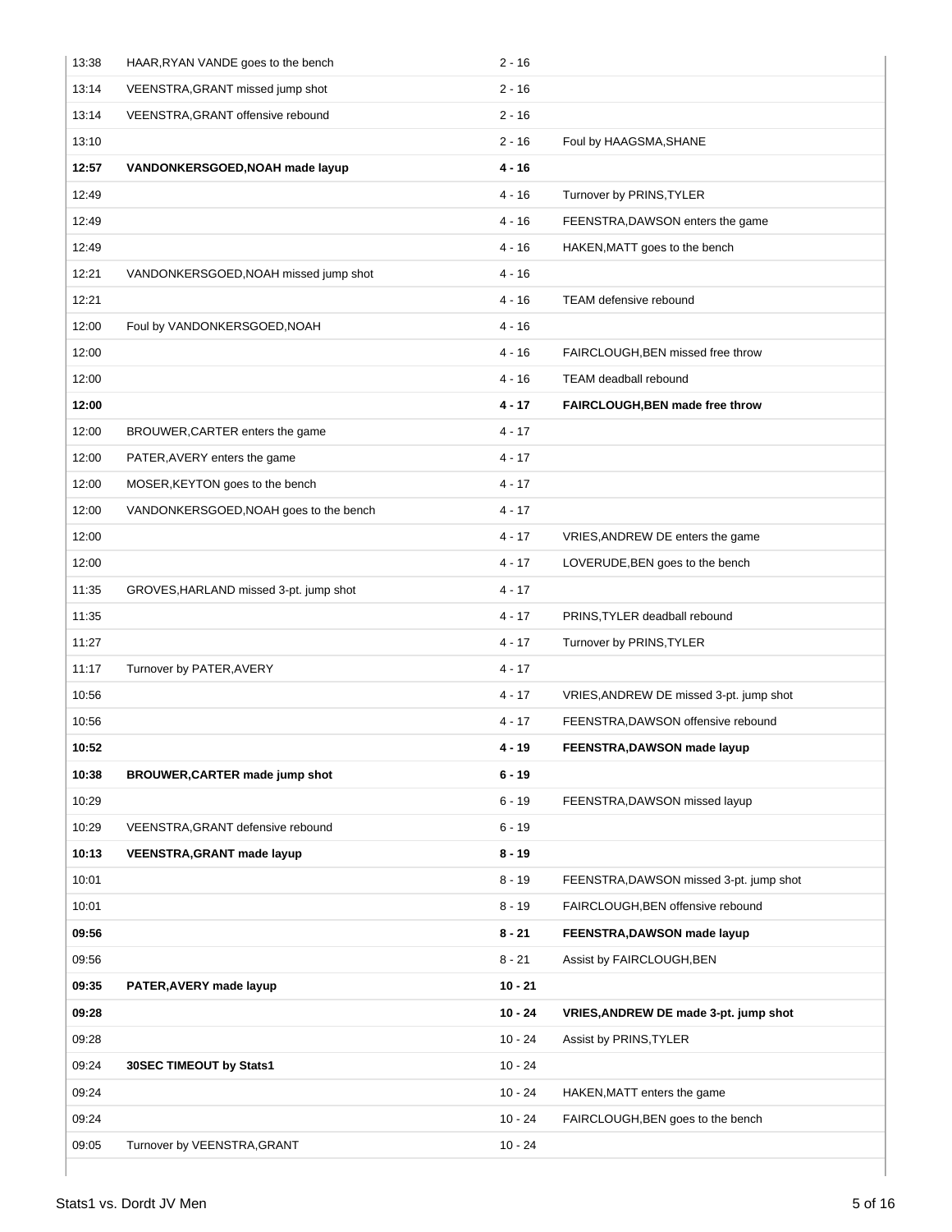| | | | |
|---|---|---|---|
| 13:38 | HAAR,RYAN VANDE goes to the bench | 2 - 16 | |
| 13:14 | VEENSTRA,GRANT missed jump shot | 2 - 16 | |
| 13:14 | VEENSTRA,GRANT offensive rebound | 2 - 16 | |
| 13:10 | | 2 - 16 | Foul by HAAGSMA,SHANE |
| **12:57** | **VANDONKERSGOED,NOAH made layup** | **4 - 16** | |
| 12:49 | | 4 - 16 | Turnover by PRINS,TYLER |
| 12:49 | | 4 - 16 | FEENSTRA,DAWSON enters the game |
| 12:49 | | 4 - 16 | HAKEN,MATT goes to the bench |
| 12:21 | VANDONKERSGOED,NOAH missed jump shot | 4 - 16 | |
| 12:21 | | 4 - 16 | TEAM defensive rebound |
| 12:00 | Foul by VANDONKERSGOED,NOAH | 4 - 16 | |
| 12:00 | | 4 - 16 | FAIRCLOUGH,BEN missed free throw |
| 12:00 | | 4 - 16 | TEAM deadball rebound |
| **12:00** | | **4 - 17** | **FAIRCLOUGH,BEN made free throw** |
| 12:00 | BROUWER,CARTER enters the game | 4 - 17 | |
| 12:00 | PATER,AVERY enters the game | 4 - 17 | |
| 12:00 | MOSER,KEYTON goes to the bench | 4 - 17 | |
| 12:00 | VANDONKERSGOED,NOAH goes to the bench | 4 - 17 | |
| 12:00 | | 4 - 17 | VRIES,ANDREW DE enters the game |
| 12:00 | | 4 - 17 | LOVERUDE,BEN goes to the bench |
| 11:35 | GROVES,HARLAND missed 3-pt. jump shot | 4 - 17 | |
| 11:35 | | 4 - 17 | PRINS,TYLER deadball rebound |
| 11:27 | | 4 - 17 | Turnover by PRINS,TYLER |
| 11:17 | Turnover by PATER,AVERY | 4 - 17 | |
| 10:56 | | 4 - 17 | VRIES,ANDREW DE missed 3-pt. jump shot |
| 10:56 | | 4 - 17 | FEENSTRA,DAWSON offensive rebound |
| **10:52** | | **4 - 19** | **FEENSTRA,DAWSON made layup** |
| **10:38** | **BROUWER,CARTER made jump shot** | **6 - 19** | |
| 10:29 | | 6 - 19 | FEENSTRA,DAWSON missed layup |
| 10:29 | VEENSTRA,GRANT defensive rebound | 6 - 19 | |
| **10:13** | **VEENSTRA,GRANT made layup** | **8 - 19** | |
| 10:01 | | 8 - 19 | FEENSTRA,DAWSON missed 3-pt. jump shot |
| 10:01 | | 8 - 19 | FAIRCLOUGH,BEN offensive rebound |
| **09:56** | | **8 - 21** | **FEENSTRA,DAWSON made layup** |
| 09:56 | | 8 - 21 | Assist by FAIRCLOUGH,BEN |
| **09:35** | **PATER,AVERY made layup** | **10 - 21** | |
| **09:28** | | **10 - 24** | **VRIES,ANDREW DE made 3-pt. jump shot** |
| 09:28 | | 10 - 24 | Assist by PRINS,TYLER |
| 09:24 | **30SEC TIMEOUT by Stats1** | 10 - 24 | |
| 09:24 | | 10 - 24 | HAKEN,MATT enters the game |
| 09:24 | | 10 - 24 | FAIRCLOUGH,BEN goes to the bench |
| 09:05 | Turnover by VEENSTRA,GRANT | 10 - 24 | |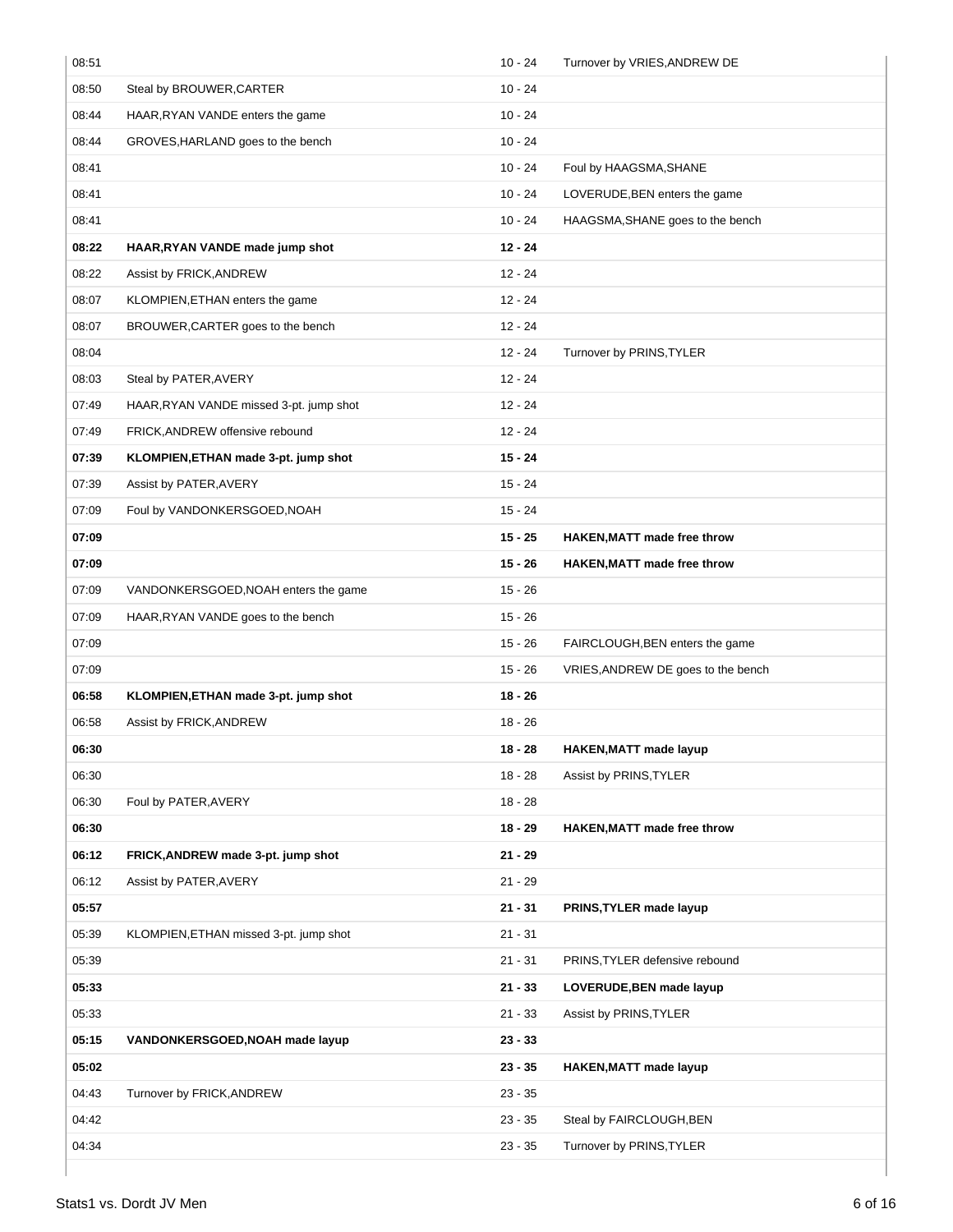| | | | |
|---|---|---|---|
| 08:51 | | 10 - 24 | Turnover by VRIES,ANDREW DE |
| 08:50 | Steal by BROUWER,CARTER | 10 - 24 | |
| 08:44 | HAAR,RYAN VANDE enters the game | 10 - 24 | |
| 08:44 | GROVES,HARLAND goes to the bench | 10 - 24 | |
| 08:41 | | 10 - 24 | Foul by HAAGSMA,SHANE |
| 08:41 | | 10 - 24 | LOVERUDE,BEN enters the game |
| 08:41 | | 10 - 24 | HAAGSMA,SHANE goes to the bench |
| **08:22** | **HAAR,RYAN VANDE made jump shot** | **12 - 24** | |
| 08:22 | Assist by FRICK,ANDREW | 12 - 24 | |
| 08:07 | KLOMPIEN,ETHAN enters the game | 12 - 24 | |
| 08:07 | BROUWER,CARTER goes to the bench | 12 - 24 | |
| 08:04 | | 12 - 24 | Turnover by PRINS,TYLER |
| 08:03 | Steal by PATER,AVERY | 12 - 24 | |
| 07:49 | HAAR,RYAN VANDE missed 3-pt. jump shot | 12 - 24 | |
| 07:49 | FRICK,ANDREW offensive rebound | 12 - 24 | |
| **07:39** | **KLOMPIEN,ETHAN made 3-pt. jump shot** | **15 - 24** | |
| 07:39 | Assist by PATER,AVERY | 15 - 24 | |
| 07:09 | Foul by VANDONKERSGOED,NOAH | 15 - 24 | |
| **07:09** | | **15 - 25** | **HAKEN,MATT made free throw** |
| **07:09** | | **15 - 26** | **HAKEN,MATT made free throw** |
| 07:09 | VANDONKERSGOED,NOAH enters the game | 15 - 26 | |
| 07:09 | HAAR,RYAN VANDE goes to the bench | 15 - 26 | |
| 07:09 | | 15 - 26 | FAIRCLOUGH,BEN enters the game |
| 07:09 | | 15 - 26 | VRIES,ANDREW DE goes to the bench |
| **06:58** | **KLOMPIEN,ETHAN made 3-pt. jump shot** | **18 - 26** | |
| 06:58 | Assist by FRICK,ANDREW | 18 - 26 | |
| **06:30** | | **18 - 28** | **HAKEN,MATT made layup** |
| 06:30 | | 18 - 28 | Assist by PRINS,TYLER |
| 06:30 | Foul by PATER,AVERY | 18 - 28 | |
| **06:30** | | **18 - 29** | **HAKEN,MATT made free throw** |
| **06:12** | **FRICK,ANDREW made 3-pt. jump shot** | **21 - 29** | |
| 06:12 | Assist by PATER,AVERY | 21 - 29 | |
| **05:57** | | **21 - 31** | **PRINS,TYLER made layup** |
| 05:39 | KLOMPIEN,ETHAN missed 3-pt. jump shot | 21 - 31 | |
| 05:39 | | 21 - 31 | PRINS,TYLER defensive rebound |
| **05:33** | | **21 - 33** | **LOVERUDE,BEN made layup** |
| 05:33 | | 21 - 33 | Assist by PRINS,TYLER |
| **05:15** | **VANDONKERSGOED,NOAH made layup** | **23 - 33** | |
| **05:02** | | **23 - 35** | **HAKEN,MATT made layup** |
| 04:43 | Turnover by FRICK,ANDREW | 23 - 35 | |
| 04:42 | | 23 - 35 | Steal by FAIRCLOUGH,BEN |
| 04:34 | | 23 - 35 | Turnover by PRINS,TYLER |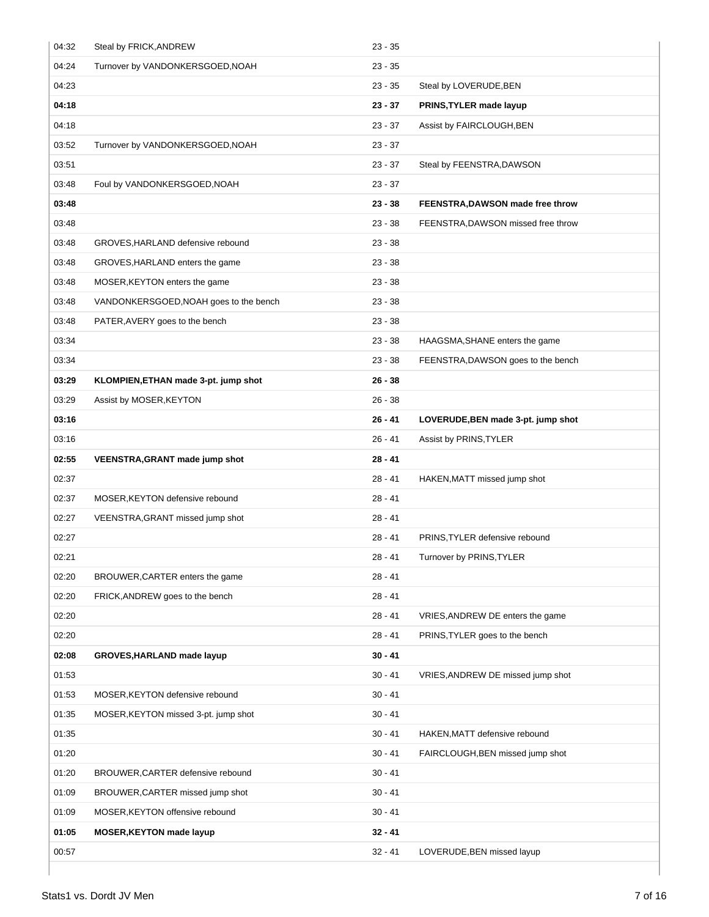| | | | |
|---|---|---|---|
| 04:32 | Steal by FRICK,ANDREW | 23 - 35 | |
| 04:24 | Turnover by VANDONKERSGOED,NOAH | 23 - 35 | |
| 04:23 | | 23 - 35 | Steal by LOVERUDE,BEN |
| **04:18** | | **23 - 37** | **PRINS,TYLER made layup** |
| 04:18 | | 23 - 37 | Assist by FAIRCLOUGH,BEN |
| 03:52 | Turnover by VANDONKERSGOED,NOAH | 23 - 37 | |
| 03:51 | | 23 - 37 | Steal by FEENSTRA,DAWSON |
| 03:48 | Foul by VANDONKERSGOED,NOAH | 23 - 37 | |
| **03:48** | | **23 - 38** | **FEENSTRA,DAWSON made free throw** |
| 03:48 | | 23 - 38 | FEENSTRA,DAWSON missed free throw |
| 03:48 | GROVES,HARLAND defensive rebound | 23 - 38 | |
| 03:48 | GROVES,HARLAND enters the game | 23 - 38 | |
| 03:48 | MOSER,KEYTON enters the game | 23 - 38 | |
| 03:48 | VANDONKERSGOED,NOAH goes to the bench | 23 - 38 | |
| 03:48 | PATER,AVERY goes to the bench | 23 - 38 | |
| 03:34 | | 23 - 38 | HAAGSMA,SHANE enters the game |
| 03:34 | | 23 - 38 | FEENSTRA,DAWSON goes to the bench |
| **03:29** | **KLOMPIEN,ETHAN made 3-pt. jump shot** | **26 - 38** | |
| 03:29 | Assist by MOSER,KEYTON | 26 - 38 | |
| **03:16** | | **26 - 41** | **LOVERUDE,BEN made 3-pt. jump shot** |
| 03:16 | | 26 - 41 | Assist by PRINS,TYLER |
| **02:55** | **VEENSTRA,GRANT made jump shot** | **28 - 41** | |
| 02:37 | | 28 - 41 | HAKEN,MATT missed jump shot |
| 02:37 | MOSER,KEYTON defensive rebound | 28 - 41 | |
| 02:27 | VEENSTRA,GRANT missed jump shot | 28 - 41 | |
| 02:27 | | 28 - 41 | PRINS,TYLER defensive rebound |
| 02:21 | | 28 - 41 | Turnover by PRINS,TYLER |
| 02:20 | BROUWER,CARTER enters the game | 28 - 41 | |
| 02:20 | FRICK,ANDREW goes to the bench | 28 - 41 | |
| 02:20 | | 28 - 41 | VRIES,ANDREW DE enters the game |
| 02:20 | | 28 - 41 | PRINS,TYLER goes to the bench |
| **02:08** | **GROVES,HARLAND made layup** | **30 - 41** | |
| 01:53 | | 30 - 41 | VRIES,ANDREW DE missed jump shot |
| 01:53 | MOSER,KEYTON defensive rebound | 30 - 41 | |
| 01:35 | MOSER,KEYTON missed 3-pt. jump shot | 30 - 41 | |
| 01:35 | | 30 - 41 | HAKEN,MATT defensive rebound |
| 01:20 | | 30 - 41 | FAIRCLOUGH,BEN missed jump shot |
| 01:20 | BROUWER,CARTER defensive rebound | 30 - 41 | |
| 01:09 | BROUWER,CARTER missed jump shot | 30 - 41 | |
| 01:09 | MOSER,KEYTON offensive rebound | 30 - 41 | |
| **01:05** | **MOSER,KEYTON made layup** | **32 - 41** | |
| 00:57 | | 32 - 41 | LOVERUDE,BEN missed layup |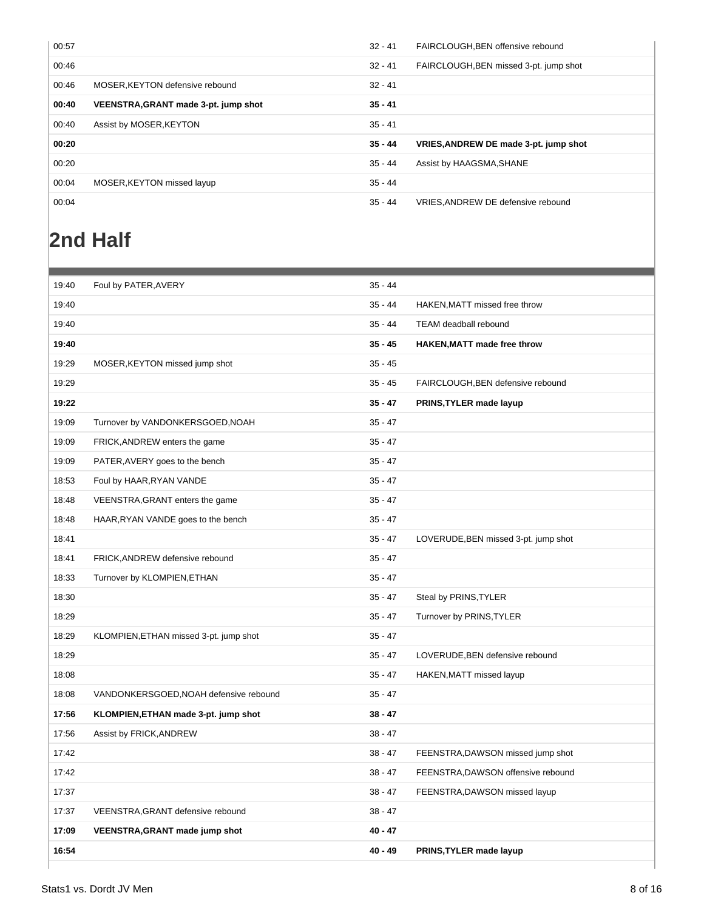| | | | |
|---|---|---|---|
| 00:57 | | 32 - 41 | FAIRCLOUGH,BEN offensive rebound |
| 00:46 | | 32 - 41 | FAIRCLOUGH,BEN missed 3-pt. jump shot |
| 00:46 | MOSER,KEYTON defensive rebound | 32 - 41 | |
| **00:40** | **VEENSTRA,GRANT made 3-pt. jump shot** | **35 - 41** | |
| 00:40 | Assist by MOSER,KEYTON | 35 - 41 | |
| **00:20** | | **35 - 44** | **VRIES,ANDREW DE made 3-pt. jump shot** |
| 00:20 | | 35 - 44 | Assist by HAAGSMA,SHANE |
| 00:04 | MOSER,KEYTON missed layup | 35 - 44 | |
| 00:04 | | 35 - 44 | VRIES,ANDREW DE defensive rebound |

## 2nd Half

| | | | |
|---|---|---|---|
| 19:40 | Foul by PATER,AVERY | 35 - 44 | |
| 19:40 | | 35 - 44 | HAKEN,MATT missed free throw |
| 19:40 | | 35 - 44 | TEAM deadball rebound |
| **19:40** | | **35 - 45** | **HAKEN,MATT made free throw** |
| 19:29 | MOSER,KEYTON missed jump shot | 35 - 45 | |
| 19:29 | | 35 - 45 | FAIRCLOUGH,BEN defensive rebound |
| **19:22** | | **35 - 47** | **PRINS,TYLER made layup** |
| 19:09 | Turnover by VANDONKERSGOED,NOAH | 35 - 47 | |
| 19:09 | FRICK,ANDREW enters the game | 35 - 47 | |
| 19:09 | PATER,AVERY goes to the bench | 35 - 47 | |
| 18:53 | Foul by HAAR,RYAN VANDE | 35 - 47 | |
| 18:48 | VEENSTRA,GRANT enters the game | 35 - 47 | |
| 18:48 | HAAR,RYAN VANDE goes to the bench | 35 - 47 | |
| 18:41 | | 35 - 47 | LOVERUDE,BEN missed 3-pt. jump shot |
| 18:41 | FRICK,ANDREW defensive rebound | 35 - 47 | |
| 18:33 | Turnover by KLOMPIEN,ETHAN | 35 - 47 | |
| 18:30 | | 35 - 47 | Steal by PRINS,TYLER |
| 18:29 | | 35 - 47 | Turnover by PRINS,TYLER |
| 18:29 | KLOMPIEN,ETHAN missed 3-pt. jump shot | 35 - 47 | |
| 18:29 | | 35 - 47 | LOVERUDE,BEN defensive rebound |
| 18:08 | | 35 - 47 | HAKEN,MATT missed layup |
| 18:08 | VANDONKERSGOED,NOAH defensive rebound | 35 - 47 | |
| **17:56** | **KLOMPIEN,ETHAN made 3-pt. jump shot** | **38 - 47** | |
| 17:56 | Assist by FRICK,ANDREW | 38 - 47 | |
| 17:42 | | 38 - 47 | FEENSTRA,DAWSON missed jump shot |
| 17:42 | | 38 - 47 | FEENSTRA,DAWSON offensive rebound |
| 17:37 | | 38 - 47 | FEENSTRA,DAWSON missed layup |
| 17:37 | VEENSTRA,GRANT defensive rebound | 38 - 47 | |
| **17:09** | **VEENSTRA,GRANT made jump shot** | **40 - 47** | |
| **16:54** | | **40 - 49** | **PRINS,TYLER made layup** |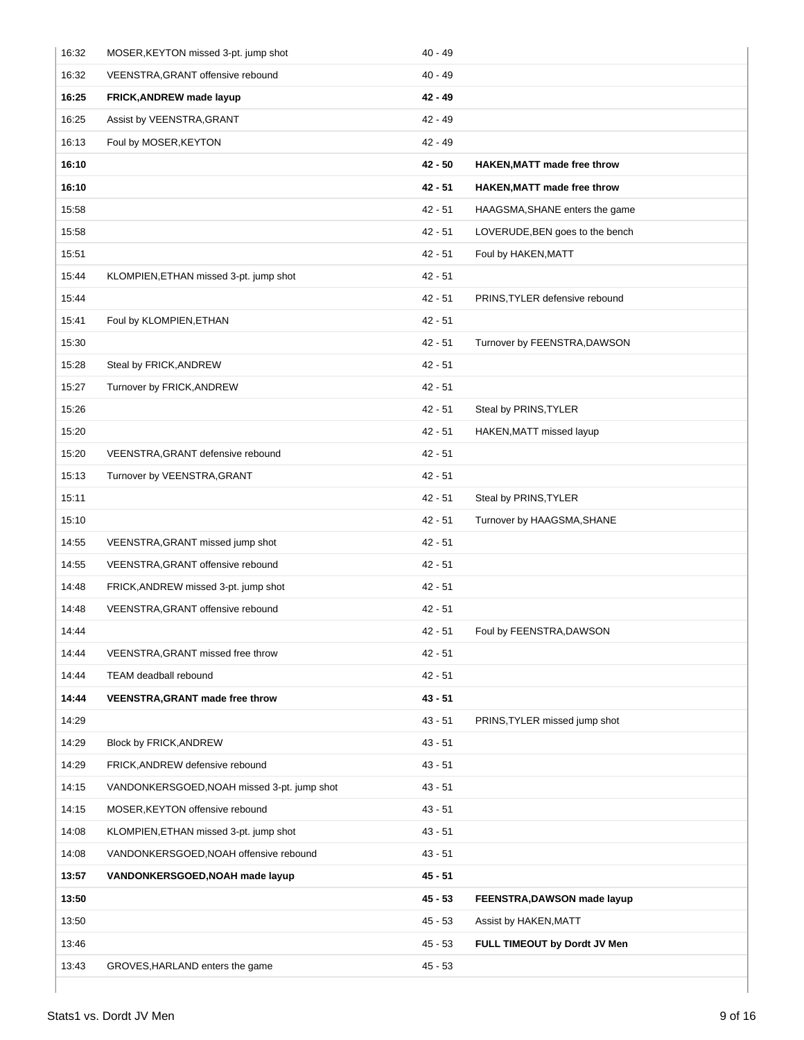| | | | |
|---|---|---|---|
| 16:32 | MOSER,KEYTON missed 3-pt. jump shot | 40 - 49 | |
| 16:32 | VEENSTRA,GRANT offensive rebound | 40 - 49 | |
| **16:25** | **FRICK,ANDREW made layup** | **42 - 49** | |
| 16:25 | Assist by VEENSTRA,GRANT | 42 - 49 | |
| 16:13 | Foul by MOSER,KEYTON | 42 - 49 | |
| **16:10** | | **42 - 50** | **HAKEN,MATT made free throw** |
| **16:10** | | **42 - 51** | **HAKEN,MATT made free throw** |
| 15:58 | | 42 - 51 | HAAGSMA,SHANE enters the game |
| 15:58 | | 42 - 51 | LOVERUDE,BEN goes to the bench |
| 15:51 | | 42 - 51 | Foul by HAKEN,MATT |
| 15:44 | KLOMPIEN,ETHAN missed 3-pt. jump shot | 42 - 51 | |
| 15:44 | | 42 - 51 | PRINS,TYLER defensive rebound |
| 15:41 | Foul by KLOMPIEN,ETHAN | 42 - 51 | |
| 15:30 | | 42 - 51 | Turnover by FEENSTRA,DAWSON |
| 15:28 | Steal by FRICK,ANDREW | 42 - 51 | |
| 15:27 | Turnover by FRICK,ANDREW | 42 - 51 | |
| 15:26 | | 42 - 51 | Steal by PRINS,TYLER |
| 15:20 | | 42 - 51 | HAKEN,MATT missed layup |
| 15:20 | VEENSTRA,GRANT defensive rebound | 42 - 51 | |
| 15:13 | Turnover by VEENSTRA,GRANT | 42 - 51 | |
| 15:11 | | 42 - 51 | Steal by PRINS,TYLER |
| 15:10 | | 42 - 51 | Turnover by HAAGSMA,SHANE |
| 14:55 | VEENSTRA,GRANT missed jump shot | 42 - 51 | |
| 14:55 | VEENSTRA,GRANT offensive rebound | 42 - 51 | |
| 14:48 | FRICK,ANDREW missed 3-pt. jump shot | 42 - 51 | |
| 14:48 | VEENSTRA,GRANT offensive rebound | 42 - 51 | |
| 14:44 | | 42 - 51 | Foul by FEENSTRA,DAWSON |
| 14:44 | VEENSTRA,GRANT missed free throw | 42 - 51 | |
| 14:44 | TEAM deadball rebound | 42 - 51 | |
| **14:44** | **VEENSTRA,GRANT made free throw** | **43 - 51** | |
| 14:29 | | 43 - 51 | PRINS,TYLER missed jump shot |
| 14:29 | Block by FRICK,ANDREW | 43 - 51 | |
| 14:29 | FRICK,ANDREW defensive rebound | 43 - 51 | |
| 14:15 | VANDONKERSGOED,NOAH missed 3-pt. jump shot | 43 - 51 | |
| 14:15 | MOSER,KEYTON offensive rebound | 43 - 51 | |
| 14:08 | KLOMPIEN,ETHAN missed 3-pt. jump shot | 43 - 51 | |
| 14:08 | VANDONKERSGOED,NOAH offensive rebound | 43 - 51 | |
| **13:57** | **VANDONKERSGOED,NOAH made layup** | **45 - 51** | |
| **13:50** | | **45 - 53** | **FEENSTRA,DAWSON made layup** |
| 13:50 | | 45 - 53 | Assist by HAKEN,MATT |
| 13:46 | | 45 - 53 | **FULL TIMEOUT by Dordt JV Men** |
| 13:43 | GROVES,HARLAND enters the game | 45 - 53 | |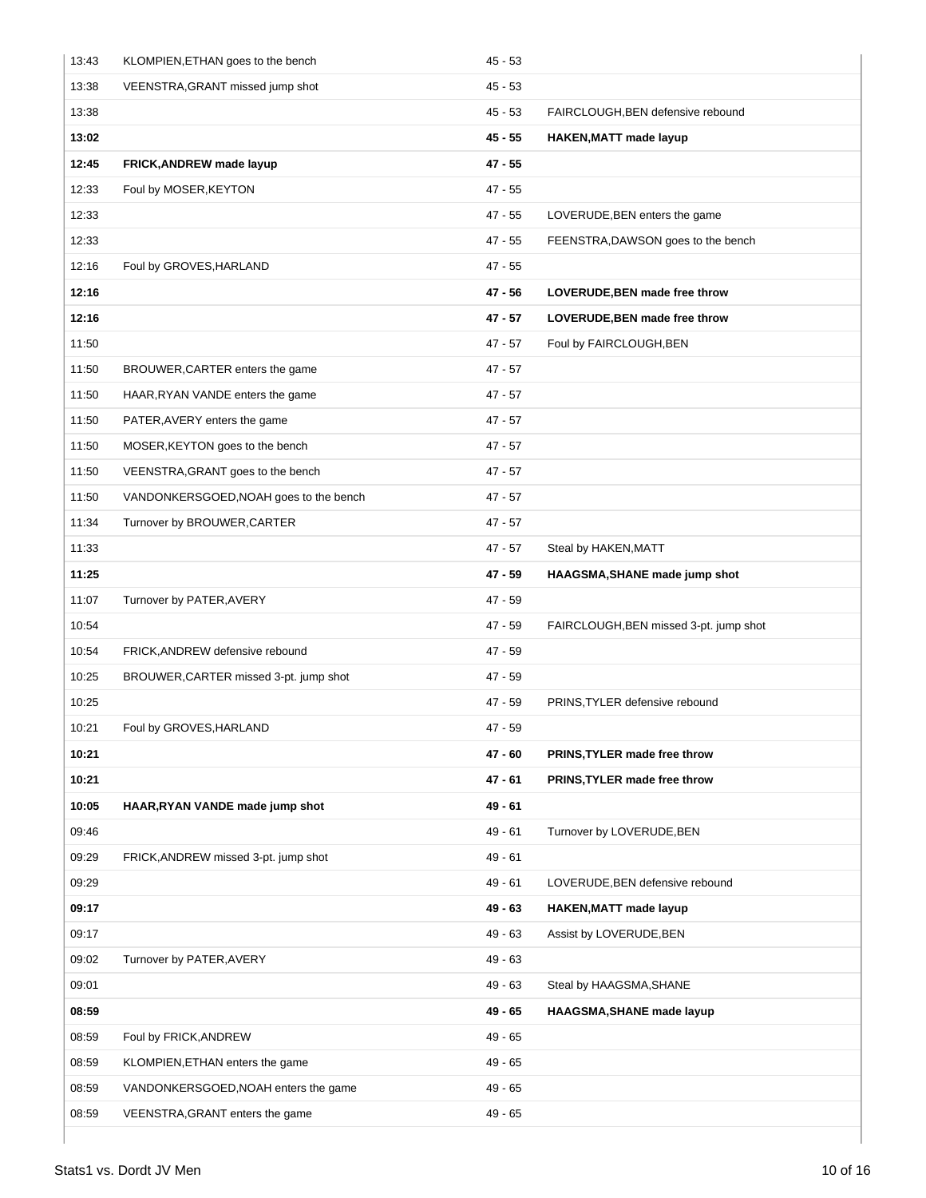| Time | Stats1 | Score | Dordt JV Men |
|---|---|---|---|
| 13:43 | KLOMPIEN,ETHAN goes to the bench | 45 - 53 | |
| 13:38 | VEENSTRA,GRANT missed jump shot | 45 - 53 | |
| 13:38 | | 45 - 53 | FAIRCLOUGH,BEN defensive rebound |
| **13:02** | | **45 - 55** | **HAKEN,MATT made layup** |
| **12:45** | **FRICK,ANDREW made layup** | **47 - 55** | |
| 12:33 | Foul by MOSER,KEYTON | 47 - 55 | |
| 12:33 | | 47 - 55 | LOVERUDE,BEN enters the game |
| 12:33 | | 47 - 55 | FEENSTRA,DAWSON goes to the bench |
| 12:16 | Foul by GROVES,HARLAND | 47 - 55 | |
| **12:16** | | **47 - 56** | **LOVERUDE,BEN made free throw** |
| **12:16** | | **47 - 57** | **LOVERUDE,BEN made free throw** |
| 11:50 | | 47 - 57 | Foul by FAIRCLOUGH,BEN |
| 11:50 | BROUWER,CARTER enters the game | 47 - 57 | |
| 11:50 | HAAR,RYAN VANDE enters the game | 47 - 57 | |
| 11:50 | PATER,AVERY enters the game | 47 - 57 | |
| 11:50 | MOSER,KEYTON goes to the bench | 47 - 57 | |
| 11:50 | VEENSTRA,GRANT goes to the bench | 47 - 57 | |
| 11:50 | VANDONKERSGOED,NOAH goes to the bench | 47 - 57 | |
| 11:34 | Turnover by BROUWER,CARTER | 47 - 57 | |
| 11:33 | | 47 - 57 | Steal by HAKEN,MATT |
| **11:25** | | **47 - 59** | **HAAGSMA,SHANE made jump shot** |
| 11:07 | Turnover by PATER,AVERY | 47 - 59 | |
| 10:54 | | 47 - 59 | FAIRCLOUGH,BEN missed 3-pt. jump shot |
| 10:54 | FRICK,ANDREW defensive rebound | 47 - 59 | |
| 10:25 | BROUWER,CARTER missed 3-pt. jump shot | 47 - 59 | |
| 10:25 | | 47 - 59 | PRINS,TYLER defensive rebound |
| 10:21 | Foul by GROVES,HARLAND | 47 - 59 | |
| **10:21** | | **47 - 60** | **PRINS,TYLER made free throw** |
| **10:21** | | **47 - 61** | **PRINS,TYLER made free throw** |
| **10:05** | **HAAR,RYAN VANDE made jump shot** | **49 - 61** | |
| 09:46 | | 49 - 61 | Turnover by LOVERUDE,BEN |
| 09:29 | FRICK,ANDREW missed 3-pt. jump shot | 49 - 61 | |
| 09:29 | | 49 - 61 | LOVERUDE,BEN defensive rebound |
| **09:17** | | **49 - 63** | **HAKEN,MATT made layup** |
| 09:17 | | 49 - 63 | Assist by LOVERUDE,BEN |
| 09:02 | Turnover by PATER,AVERY | 49 - 63 | |
| 09:01 | | 49 - 63 | Steal by HAAGSMA,SHANE |
| **08:59** | | **49 - 65** | **HAAGSMA,SHANE made layup** |
| 08:59 | Foul by FRICK,ANDREW | 49 - 65 | |
| 08:59 | KLOMPIEN,ETHAN enters the game | 49 - 65 | |
| 08:59 | VANDONKERSGOED,NOAH enters the game | 49 - 65 | |
| 08:59 | VEENSTRA,GRANT enters the game | 49 - 65 | |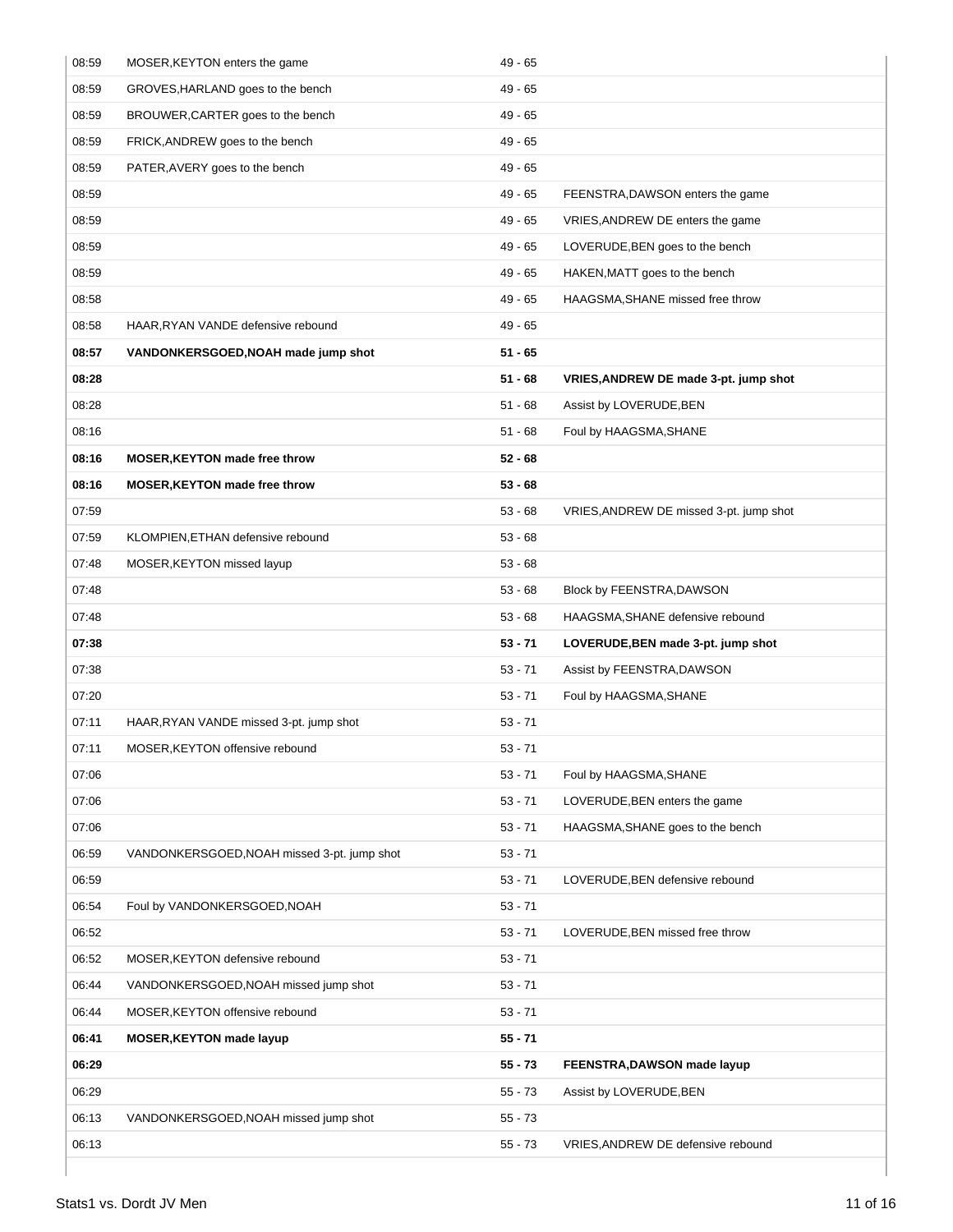| | | | |
|---|---|---|---|
| 08:59 | MOSER,KEYTON enters the game | 49 - 65 | |
| 08:59 | GROVES,HARLAND goes to the bench | 49 - 65 | |
| 08:59 | BROUWER,CARTER goes to the bench | 49 - 65 | |
| 08:59 | FRICK,ANDREW goes to the bench | 49 - 65 | |
| 08:59 | PATER,AVERY goes to the bench | 49 - 65 | |
| 08:59 | | 49 - 65 | FEENSTRA,DAWSON enters the game |
| 08:59 | | 49 - 65 | VRIES,ANDREW DE enters the game |
| 08:59 | | 49 - 65 | LOVERUDE,BEN goes to the bench |
| 08:59 | | 49 - 65 | HAKEN,MATT goes to the bench |
| 08:58 | | 49 - 65 | HAAGSMA,SHANE missed free throw |
| 08:58 | HAAR,RYAN VANDE defensive rebound | 49 - 65 | |
| **08:57** | **VANDONKERSGOED,NOAH made jump shot** | **51 - 65** | |
| **08:28** | | **51 - 68** | **VRIES,ANDREW DE made 3-pt. jump shot** |
| 08:28 | | 51 - 68 | Assist by LOVERUDE,BEN |
| 08:16 | | 51 - 68 | Foul by HAAGSMA,SHANE |
| **08:16** | **MOSER,KEYTON made free throw** | **52 - 68** | |
| **08:16** | **MOSER,KEYTON made free throw** | **53 - 68** | |
| 07:59 | | 53 - 68 | VRIES,ANDREW DE missed 3-pt. jump shot |
| 07:59 | KLOMPIEN,ETHAN defensive rebound | 53 - 68 | |
| 07:48 | MOSER,KEYTON missed layup | 53 - 68 | |
| 07:48 | | 53 - 68 | Block by FEENSTRA,DAWSON |
| 07:48 | | 53 - 68 | HAAGSMA,SHANE defensive rebound |
| **07:38** | | **53 - 71** | **LOVERUDE,BEN made 3-pt. jump shot** |
| 07:38 | | 53 - 71 | Assist by FEENSTRA,DAWSON |
| 07:20 | | 53 - 71 | Foul by HAAGSMA,SHANE |
| 07:11 | HAAR,RYAN VANDE missed 3-pt. jump shot | 53 - 71 | |
| 07:11 | MOSER,KEYTON offensive rebound | 53 - 71 | |
| 07:06 | | 53 - 71 | Foul by HAAGSMA,SHANE |
| 07:06 | | 53 - 71 | LOVERUDE,BEN enters the game |
| 07:06 | | 53 - 71 | HAAGSMA,SHANE goes to the bench |
| 06:59 | VANDONKERSGOED,NOAH missed 3-pt. jump shot | 53 - 71 | |
| 06:59 | | 53 - 71 | LOVERUDE,BEN defensive rebound |
| 06:54 | Foul by VANDONKERSGOED,NOAH | 53 - 71 | |
| 06:52 | | 53 - 71 | LOVERUDE,BEN missed free throw |
| 06:52 | MOSER,KEYTON defensive rebound | 53 - 71 | |
| 06:44 | VANDONKERSGOED,NOAH missed jump shot | 53 - 71 | |
| 06:44 | MOSER,KEYTON offensive rebound | 53 - 71 | |
| **06:41** | **MOSER,KEYTON made layup** | **55 - 71** | |
| **06:29** | | **55 - 73** | **FEENSTRA,DAWSON made layup** |
| 06:29 | | 55 - 73 | Assist by LOVERUDE,BEN |
| 06:13 | VANDONKERSGOED,NOAH missed jump shot | 55 - 73 | |
| 06:13 | | 55 - 73 | VRIES,ANDREW DE defensive rebound |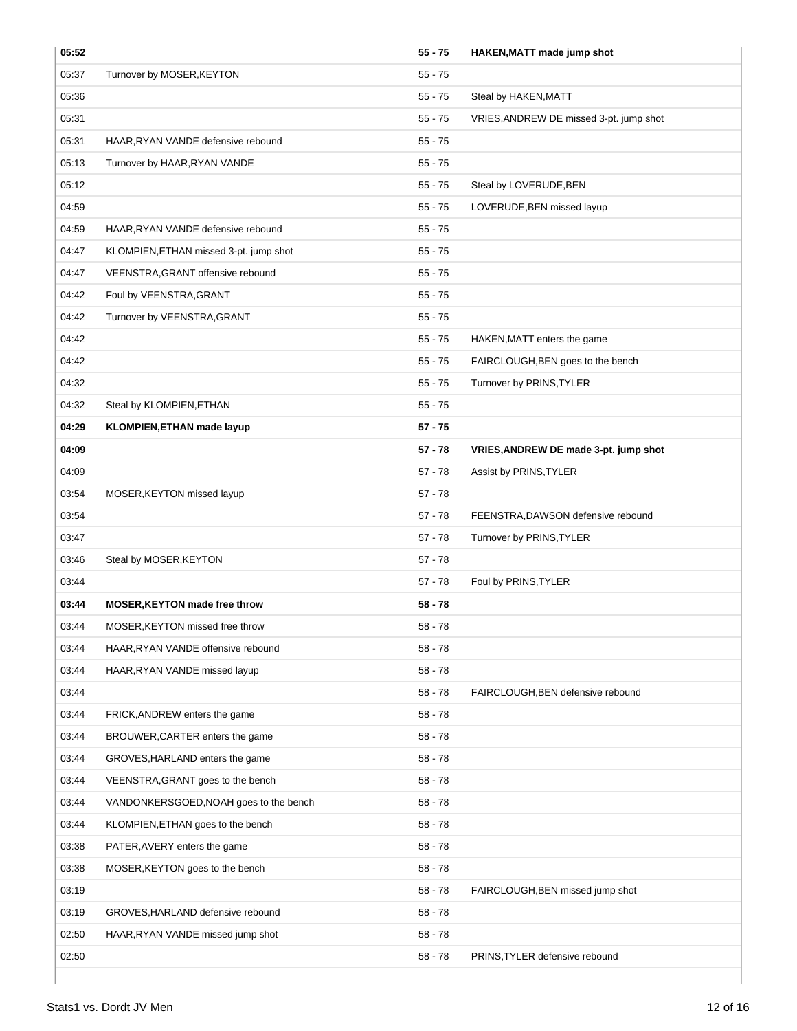| Time | Home | Score | Visitor |
| --- | --- | --- | --- |
| **05:52** | | **55 - 75** | **HAKEN,MATT made jump shot** |
| 05:37 | Turnover by MOSER,KEYTON | 55 - 75 | |
| 05:36 | | 55 - 75 | Steal by HAKEN,MATT |
| 05:31 | | 55 - 75 | VRIES,ANDREW DE missed 3-pt. jump shot |
| 05:31 | HAAR,RYAN VANDE defensive rebound | 55 - 75 | |
| 05:13 | Turnover by HAAR,RYAN VANDE | 55 - 75 | |
| 05:12 | | 55 - 75 | Steal by LOVERUDE,BEN |
| 04:59 | | 55 - 75 | LOVERUDE,BEN missed layup |
| 04:59 | HAAR,RYAN VANDE defensive rebound | 55 - 75 | |
| 04:47 | KLOMPIEN,ETHAN missed 3-pt. jump shot | 55 - 75 | |
| 04:47 | VEENSTRA,GRANT offensive rebound | 55 - 75 | |
| 04:42 | Foul by VEENSTRA,GRANT | 55 - 75 | |
| 04:42 | Turnover by VEENSTRA,GRANT | 55 - 75 | |
| 04:42 | | 55 - 75 | HAKEN,MATT enters the game |
| 04:42 | | 55 - 75 | FAIRCLOUGH,BEN goes to the bench |
| 04:32 | | 55 - 75 | Turnover by PRINS,TYLER |
| 04:32 | Steal by KLOMPIEN,ETHAN | 55 - 75 | |
| **04:29** | **KLOMPIEN,ETHAN made layup** | **57 - 75** | |
| **04:09** | | **57 - 78** | **VRIES,ANDREW DE made 3-pt. jump shot** |
| 04:09 | | 57 - 78 | Assist by PRINS,TYLER |
| 03:54 | MOSER,KEYTON missed layup | 57 - 78 | |
| 03:54 | | 57 - 78 | FEENSTRA,DAWSON defensive rebound |
| 03:47 | | 57 - 78 | Turnover by PRINS,TYLER |
| 03:46 | Steal by MOSER,KEYTON | 57 - 78 | |
| 03:44 | | 57 - 78 | Foul by PRINS,TYLER |
| **03:44** | **MOSER,KEYTON made free throw** | **58 - 78** | |
| 03:44 | MOSER,KEYTON missed free throw | 58 - 78 | |
| 03:44 | HAAR,RYAN VANDE offensive rebound | 58 - 78 | |
| 03:44 | HAAR,RYAN VANDE missed layup | 58 - 78 | |
| 03:44 | | 58 - 78 | FAIRCLOUGH,BEN defensive rebound |
| 03:44 | FRICK,ANDREW enters the game | 58 - 78 | |
| 03:44 | BROUWER,CARTER enters the game | 58 - 78 | |
| 03:44 | GROVES,HARLAND enters the game | 58 - 78 | |
| 03:44 | VEENSTRA,GRANT goes to the bench | 58 - 78 | |
| 03:44 | VANDONKERSGOED,NOAH goes to the bench | 58 - 78 | |
| 03:44 | KLOMPIEN,ETHAN goes to the bench | 58 - 78 | |
| 03:38 | PATER,AVERY enters the game | 58 - 78 | |
| 03:38 | MOSER,KEYTON goes to the bench | 58 - 78 | |
| 03:19 | | 58 - 78 | FAIRCLOUGH,BEN missed jump shot |
| 03:19 | GROVES,HARLAND defensive rebound | 58 - 78 | |
| 02:50 | HAAR,RYAN VANDE missed jump shot | 58 - 78 | |
| 02:50 | | 58 - 78 | PRINS,TYLER defensive rebound |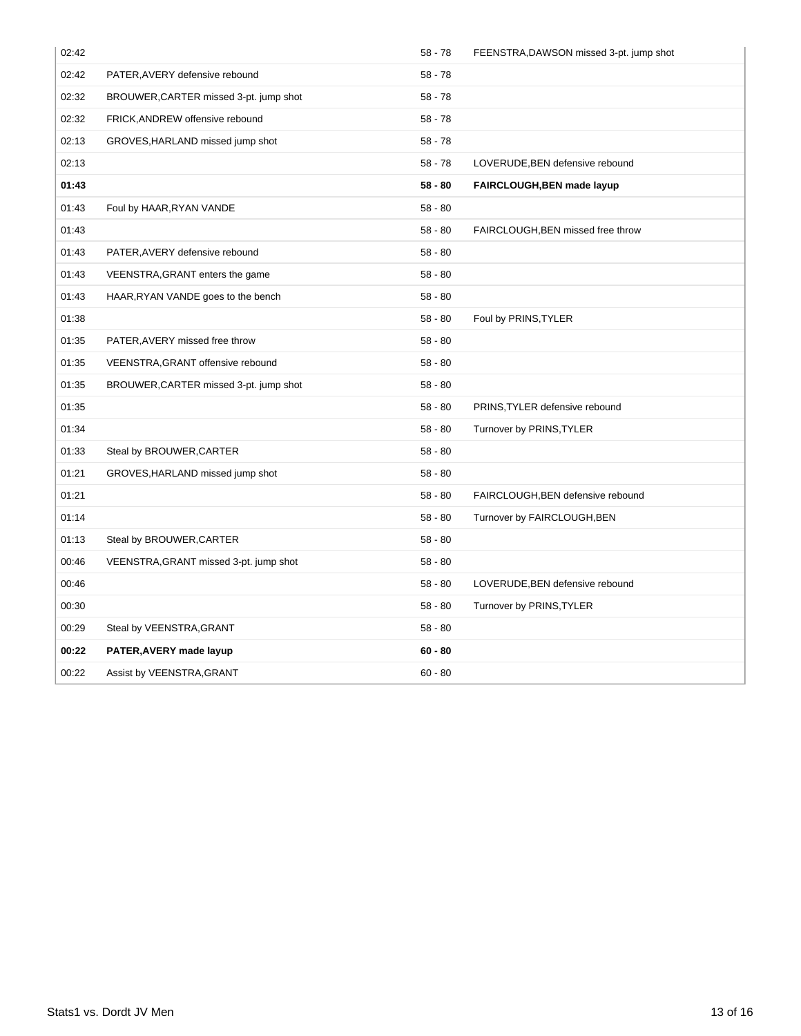| | | | |
|---|---|---|---|
| 02:42 | | 58 - 78 | FEENSTRA,DAWSON missed 3-pt. jump shot |
| 02:42 | PATER,AVERY defensive rebound | 58 - 78 | |
| 02:32 | BROUWER,CARTER missed 3-pt. jump shot | 58 - 78 | |
| 02:32 | FRICK,ANDREW offensive rebound | 58 - 78 | |
| 02:13 | GROVES,HARLAND missed jump shot | 58 - 78 | |
| 02:13 | | 58 - 78 | LOVERUDE,BEN defensive rebound |
| **01:43** | | **58 - 80** | **FAIRCLOUGH,BEN made layup** |
| 01:43 | Foul by HAAR,RYAN VANDE | 58 - 80 | |
| 01:43 | | 58 - 80 | FAIRCLOUGH,BEN missed free throw |
| 01:43 | PATER,AVERY defensive rebound | 58 - 80 | |
| 01:43 | VEENSTRA,GRANT enters the game | 58 - 80 | |
| 01:43 | HAAR,RYAN VANDE goes to the bench | 58 - 80 | |
| 01:38 | | 58 - 80 | Foul by PRINS,TYLER |
| 01:35 | PATER,AVERY missed free throw | 58 - 80 | |
| 01:35 | VEENSTRA,GRANT offensive rebound | 58 - 80 | |
| 01:35 | BROUWER,CARTER missed 3-pt. jump shot | 58 - 80 | |
| 01:35 | | 58 - 80 | PRINS,TYLER defensive rebound |
| 01:34 | | 58 - 80 | Turnover by PRINS,TYLER |
| 01:33 | Steal by BROUWER,CARTER | 58 - 80 | |
| 01:21 | GROVES,HARLAND missed jump shot | 58 - 80 | |
| 01:21 | | 58 - 80 | FAIRCLOUGH,BEN defensive rebound |
| 01:14 | | 58 - 80 | Turnover by FAIRCLOUGH,BEN |
| 01:13 | Steal by BROUWER,CARTER | 58 - 80 | |
| 00:46 | VEENSTRA,GRANT missed 3-pt. jump shot | 58 - 80 | |
| 00:46 | | 58 - 80 | LOVERUDE,BEN defensive rebound |
| 00:30 | | 58 - 80 | Turnover by PRINS,TYLER |
| 00:29 | Steal by VEENSTRA,GRANT | 58 - 80 | |
| **00:22** | **PATER,AVERY made layup** | **60 - 80** | |
| 00:22 | Assist by VEENSTRA,GRANT | 60 - 80 | |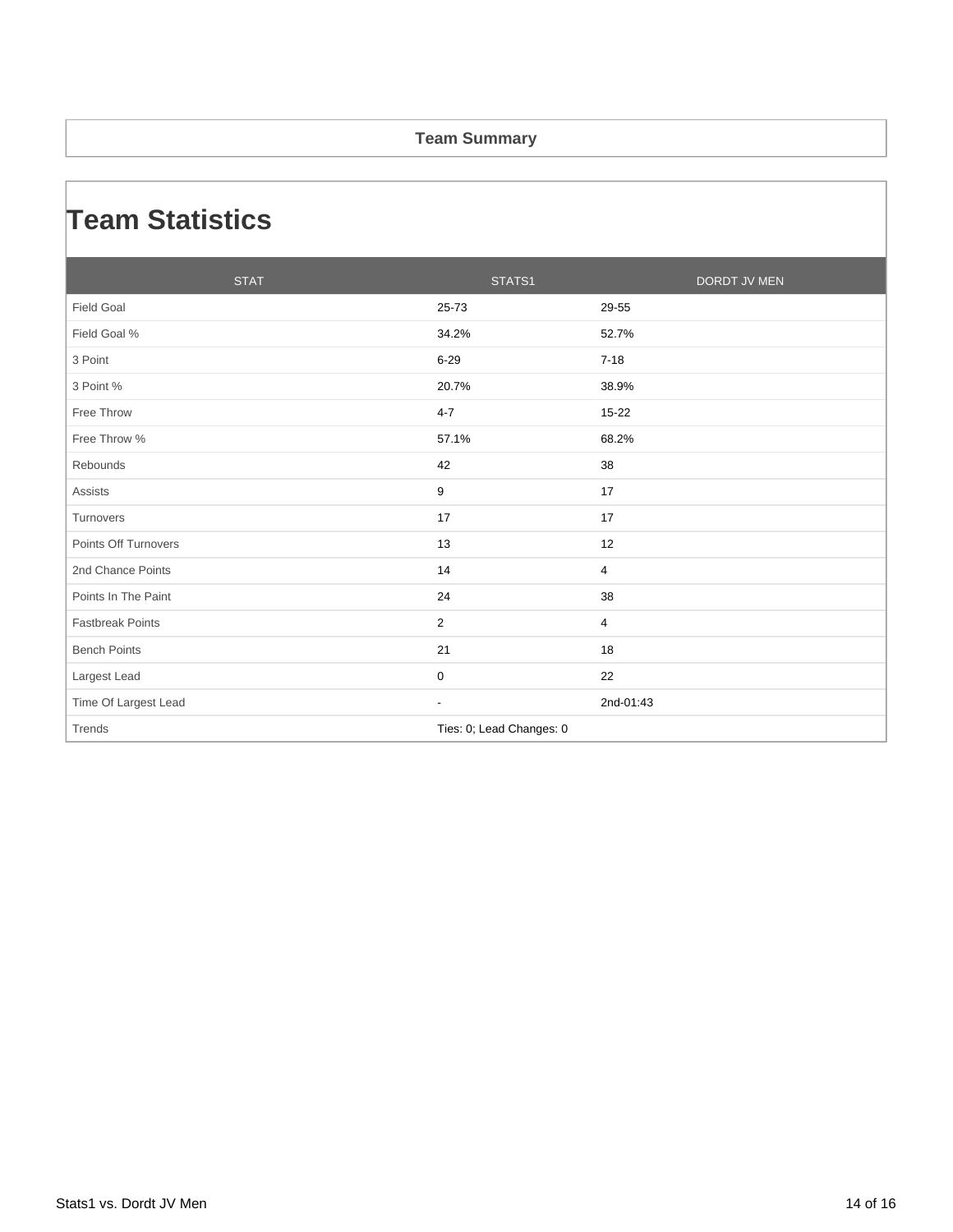## Team Summary

# Team Statistics

| STAT | STATS1 | DORDT JV MEN |
|---|---|---|
| Field Goal | 25-73 | 29-55 |
| Field Goal % | 34.2% | 52.7% |
| 3 Point | 6-29 | 7-18 |
| 3 Point % | 20.7% | 38.9% |
| Free Throw | 4-7 | 15-22 |
| Free Throw % | 57.1% | 68.2% |
| Rebounds | 42 | 38 |
| Assists | 9 | 17 |
| Turnovers | 17 | 17 |
| Points Off Turnovers | 13 | 12 |
| 2nd Chance Points | 14 | 4 |
| Points In The Paint | 24 | 38 |
| Fastbreak Points | 2 | 4 |
| Bench Points | 21 | 18 |
| Largest Lead | 0 | 22 |
| Time Of Largest Lead | - | 2nd-01:43 |
| Trends | Ties: 0; Lead Changes: 0 | |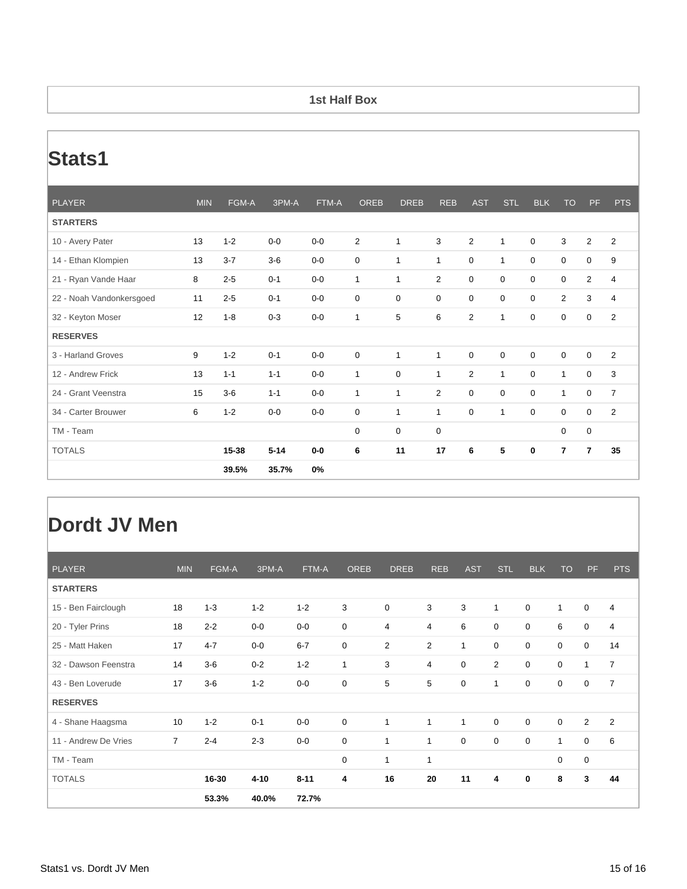**1st Half Box**

# Stats1

| PLAYER | MIN | FGM-A | 3PM-A | FTM-A | OREB | DREB | REB | AST | STL | BLK | TO | PF | PTS |
|---|---|---|---|---|---|---|---|---|---|---|---|---|---|
| **STARTERS** | | | | | | | | | | | | | |
| 10 - Avery Pater | 13 | 1-2 | 0-0 | 0-0 | 2 | 1 | 3 | 2 | 1 | 0 | 3 | 2 | 2 |
| 14 - Ethan Klompien | 13 | 3-7 | 3-6 | 0-0 | 0 | 1 | 1 | 0 | 1 | 0 | 0 | 0 | 9 |
| 21 - Ryan Vande Haar | 8 | 2-5 | 0-1 | 0-0 | 1 | 1 | 2 | 0 | 0 | 0 | 0 | 2 | 4 |
| 22 - Noah Vandonkersgoed | 11 | 2-5 | 0-1 | 0-0 | 0 | 0 | 0 | 0 | 0 | 0 | 2 | 3 | 4 |
| 32 - Keyton Moser | 12 | 1-8 | 0-3 | 0-0 | 1 | 5 | 6 | 2 | 1 | 0 | 0 | 0 | 2 |
| **RESERVES** | | | | | | | | | | | | | |
| 3 - Harland Groves | 9 | 1-2 | 0-1 | 0-0 | 0 | 1 | 1 | 0 | 0 | 0 | 0 | 0 | 2 |
| 12 - Andrew Frick | 13 | 1-1 | 1-1 | 0-0 | 1 | 0 | 1 | 2 | 1 | 0 | 1 | 0 | 3 |
| 24 - Grant Veenstra | 15 | 3-6 | 1-1 | 0-0 | 1 | 1 | 2 | 0 | 0 | 0 | 1 | 0 | 7 |
| 34 - Carter Brouwer | 6 | 1-2 | 0-0 | 0-0 | 0 | 1 | 1 | 0 | 1 | 0 | 0 | 0 | 2 |
| TM - Team | | | | | 0 | 0 | 0 | | | | 0 | 0 | |
| TOTALS | | **15-38** | **5-14** | **0-0** | **6** | **11** | **17** | **6** | **5** | **0** | **7** | **7** | **35** |
| | | **39.5%** | **35.7%** | **0%** | | | | | | | | | |

# Dordt JV Men

| PLAYER | MIN | FGM-A | 3PM-A | FTM-A | OREB | DREB | REB | AST | STL | BLK | TO | PF | PTS |
|---|---|---|---|---|---|---|---|---|---|---|---|---|---|
| **STARTERS** | | | | | | | | | | | | | |
| 15 - Ben Fairclough | 18 | 1-3 | 1-2 | 1-2 | 3 | 0 | 3 | 3 | 1 | 0 | 1 | 0 | 4 |
| 20 - Tyler Prins | 18 | 2-2 | 0-0 | 0-0 | 0 | 4 | 4 | 6 | 0 | 0 | 6 | 0 | 4 |
| 25 - Matt Haken | 17 | 4-7 | 0-0 | 6-7 | 0 | 2 | 2 | 1 | 0 | 0 | 0 | 0 | 14 |
| 32 - Dawson Feenstra | 14 | 3-6 | 0-2 | 1-2 | 1 | 3 | 4 | 0 | 2 | 0 | 0 | 1 | 7 |
| 43 - Ben Loverude | 17 | 3-6 | 1-2 | 0-0 | 0 | 5 | 5 | 0 | 1 | 0 | 0 | 0 | 7 |
| **RESERVES** | | | | | | | | | | | | | |
| 4 - Shane Haagsma | 10 | 1-2 | 0-1 | 0-0 | 0 | 1 | 1 | 1 | 0 | 0 | 0 | 2 | 2 |
| 11 - Andrew De Vries | 7 | 2-4 | 2-3 | 0-0 | 0 | 1 | 1 | 0 | 0 | 0 | 1 | 0 | 6 |
| TM - Team | | | | | 0 | 1 | 1 | | | | 0 | 0 | |
| TOTALS | | **16-30** | **4-10** | **8-11** | **4** | **16** | **20** | **11** | **4** | **0** | **8** | **3** | **44** |
| | | **53.3%** | **40.0%** | **72.7%** | | | | | | | | | |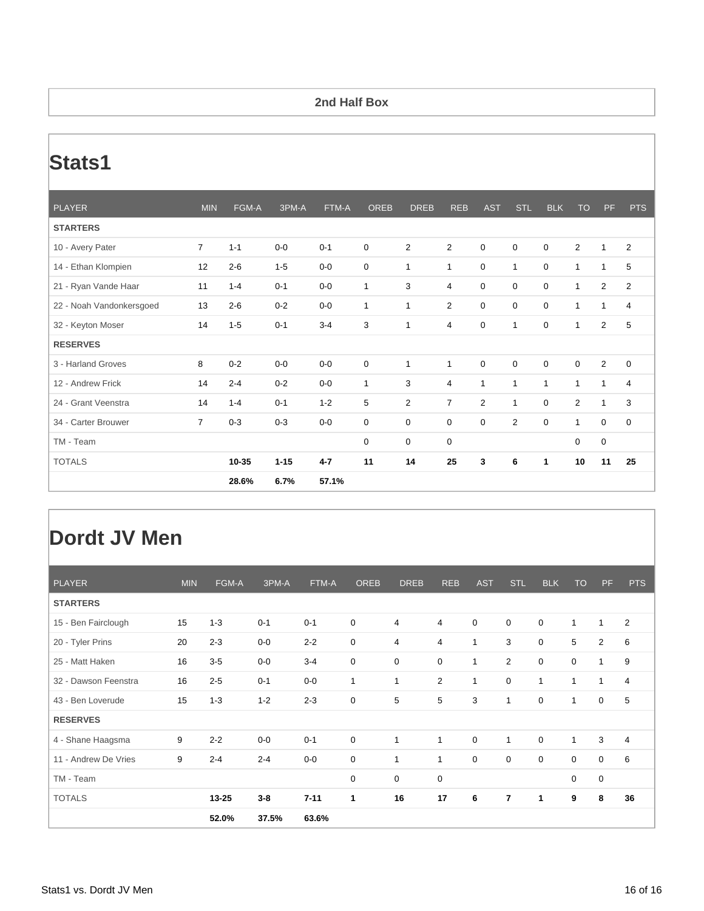## 2nd Half Box

# Stats1

| PLAYER | MIN | FGM-A | 3PM-A | FTM-A | OREB | DREB | REB | AST | STL | BLK | TO | PF | PTS |
|---|---|---|---|---|---|---|---|---|---|---|---|---|---|
| **STARTERS** | | | | | | | | | | | | | |
| 10 - Avery Pater | 7 | 1-1 | 0-0 | 0-1 | 0 | 2 | 2 | 0 | 0 | 0 | 2 | 1 | 2 |
| 14 - Ethan Klompien | 12 | 2-6 | 1-5 | 0-0 | 0 | 1 | 1 | 0 | 1 | 0 | 1 | 1 | 5 |
| 21 - Ryan Vande Haar | 11 | 1-4 | 0-1 | 0-0 | 1 | 3 | 4 | 0 | 0 | 0 | 1 | 2 | 2 |
| 22 - Noah Vandonkersgoed | 13 | 2-6 | 0-2 | 0-0 | 1 | 1 | 2 | 0 | 0 | 0 | 1 | 1 | 4 |
| 32 - Keyton Moser | 14 | 1-5 | 0-1 | 3-4 | 3 | 1 | 4 | 0 | 1 | 0 | 1 | 2 | 5 |
| **RESERVES** | | | | | | | | | | | | | |
| 3 - Harland Groves | 8 | 0-2 | 0-0 | 0-0 | 0 | 1 | 1 | 0 | 0 | 0 | 0 | 2 | 0 |
| 12 - Andrew Frick | 14 | 2-4 | 0-2 | 0-0 | 1 | 3 | 4 | 1 | 1 | 1 | 1 | 1 | 4 |
| 24 - Grant Veenstra | 14 | 1-4 | 0-1 | 1-2 | 5 | 2 | 7 | 2 | 1 | 0 | 2 | 1 | 3 |
| 34 - Carter Brouwer | 7 | 0-3 | 0-3 | 0-0 | 0 | 0 | 0 | 0 | 2 | 0 | 1 | 0 | 0 |
| TM - Team | | | | | 0 | 0 | 0 | | | | 0 | 0 | |
| TOTALS | | **10-35** | **1-15** | **4-7** | **11** | **14** | **25** | **3** | **6** | **1** | **10** | **11** | **25** |
| | | **28.6%** | **6.7%** | **57.1%** | | | | | | | | | |

# Dordt JV Men

| PLAYER | MIN | FGM-A | 3PM-A | FTM-A | OREB | DREB | REB | AST | STL | BLK | TO | PF | PTS |
|---|---|---|---|---|---|---|---|---|---|---|---|---|---|
| **STARTERS** | | | | | | | | | | | | | |
| 15 - Ben Fairclough | 15 | 1-3 | 0-1 | 0-1 | 0 | 4 | 4 | 0 | 0 | 0 | 1 | 1 | 2 |
| 20 - Tyler Prins | 20 | 2-3 | 0-0 | 2-2 | 0 | 4 | 4 | 1 | 3 | 0 | 5 | 2 | 6 |
| 25 - Matt Haken | 16 | 3-5 | 0-0 | 3-4 | 0 | 0 | 0 | 1 | 2 | 0 | 0 | 1 | 9 |
| 32 - Dawson Feenstra | 16 | 2-5 | 0-1 | 0-0 | 1 | 1 | 2 | 1 | 0 | 1 | 1 | 1 | 4 |
| 43 - Ben Loverude | 15 | 1-3 | 1-2 | 2-3 | 0 | 5 | 5 | 3 | 1 | 0 | 1 | 0 | 5 |
| **RESERVES** | | | | | | | | | | | | | |
| 4 - Shane Haagsma | 9 | 2-2 | 0-0 | 0-1 | 0 | 1 | 1 | 0 | 1 | 0 | 1 | 3 | 4 |
| 11 - Andrew De Vries | 9 | 2-4 | 2-4 | 0-0 | 0 | 1 | 1 | 0 | 0 | 0 | 0 | 0 | 6 |
| TM - Team | | | | | 0 | 0 | 0 | | | | 0 | 0 | |
| TOTALS | | **13-25** | **3-8** | **7-11** | **1** | **16** | **17** | **6** | **7** | **1** | **9** | **8** | **36** |
| | | **52.0%** | **37.5%** | **63.6%** | | | | | | | | | |